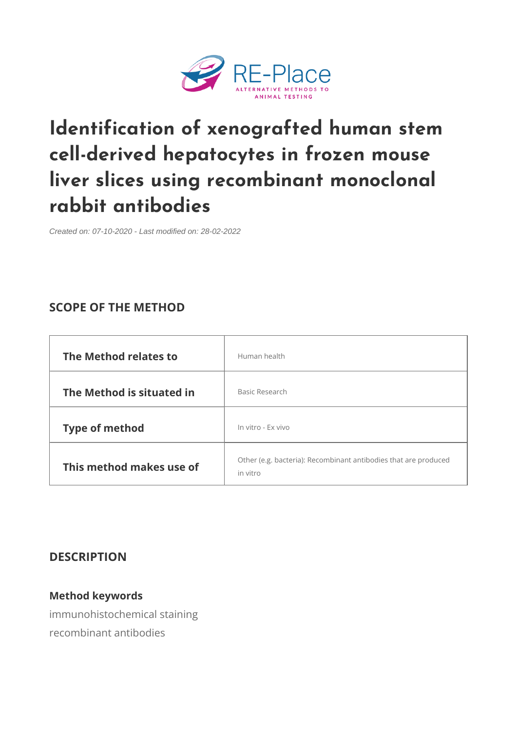# Identification of xenografted human stem cell-derived hepatocytes in frozen mouse liver slices using recombinant monoclonal rabbit antibodies

*Created on: 07-10-2020 - Last modified on: 28-02-2022*

## SCOPE OF THE METHOD

| | |
|---|---|
| **The Method relates to** | Human health |
| **The Method is situated in** | Basic Research |
| **Type of method** | In vitro - Ex vivo |
| **This method makes use of** | Other (e.g. bacteria): Recombinant antibodies that are produced in vitro |

## DESCRIPTION

### Method keywords

immunohistochemical staining

recombinant antibodies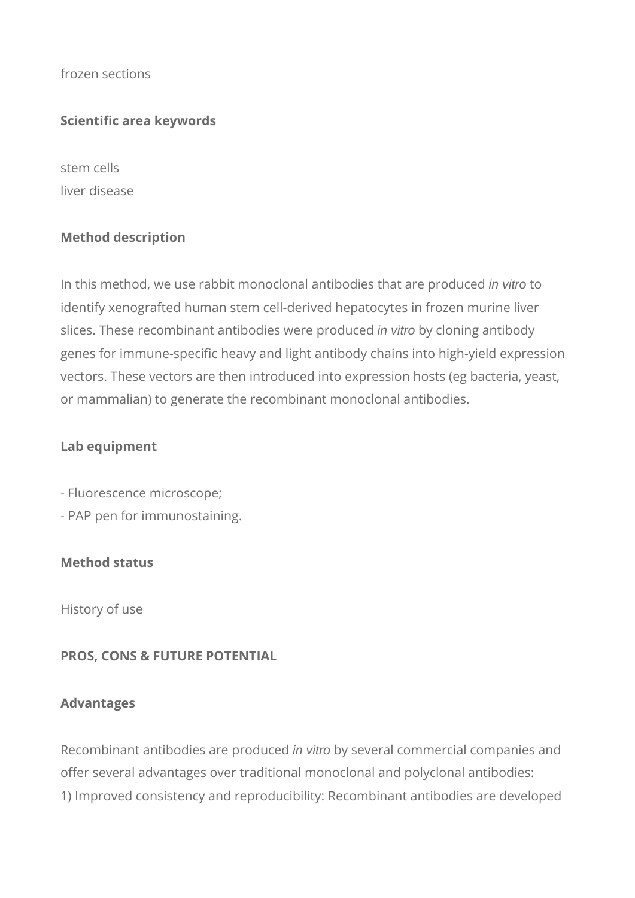frozen sections

**Scientific area keywords**

stem cells
liver disease

**Method description**

In this method, we use rabbit monoclonal antibodies that are produced *in vitro* to identify xenografted human stem cell-derived hepatocytes in frozen murine liver slices. These recombinant antibodies were produced *in vitro* by cloning antibody genes for immune-specific heavy and light antibody chains into high-yield expression vectors. These vectors are then introduced into expression hosts (eg bacteria, yeast, or mammalian) to generate the recombinant monoclonal antibodies.

**Lab equipment**

- Fluorescence microscope;
- PAP pen for immunostaining.

**Method status**

History of use

**PROS, CONS & FUTURE POTENTIAL**

**Advantages**

Recombinant antibodies are produced *in vitro* by several commercial companies and offer several advantages over traditional monoclonal and polyclonal antibodies:
1) Improved consistency and reproducibility: Recombinant antibodies are developed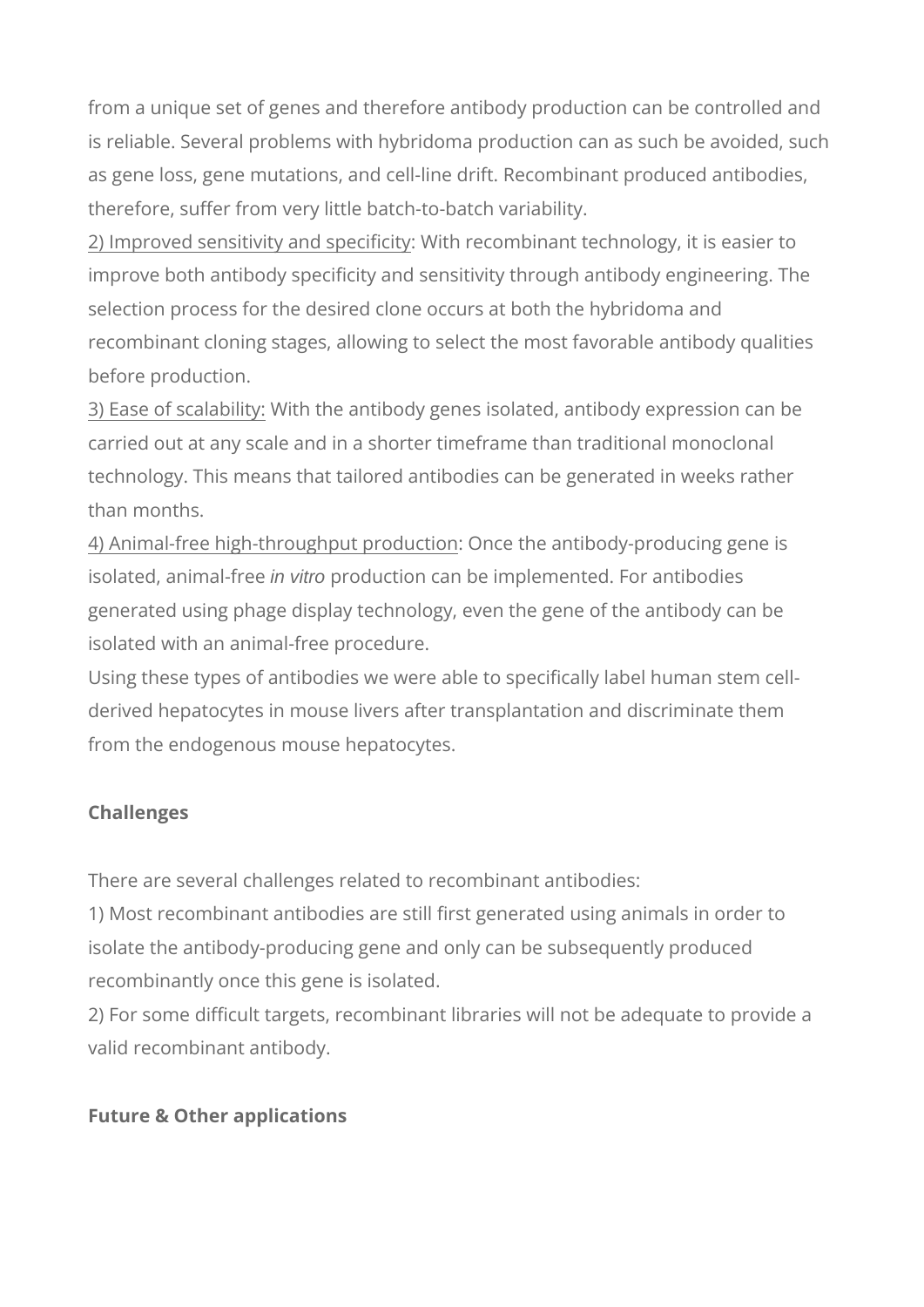from a unique set of genes and therefore antibody production can be controlled and is reliable. Several problems with hybridoma production can as such be avoided, such as gene loss, gene mutations, and cell-line drift. Recombinant produced antibodies, therefore, suffer from very little batch-to-batch variability.

2) Improved sensitivity and specificity: With recombinant technology, it is easier to improve both antibody specificity and sensitivity through antibody engineering. The selection process for the desired clone occurs at both the hybridoma and recombinant cloning stages, allowing to select the most favorable antibody qualities before production.

3) Ease of scalability: With the antibody genes isolated, antibody expression can be carried out at any scale and in a shorter timeframe than traditional monoclonal technology. This means that tailored antibodies can be generated in weeks rather than months.

4) Animal-free high-throughput production: Once the antibody-producing gene is isolated, animal-free *in vitro* production can be implemented. For antibodies generated using phage display technology, even the gene of the antibody can be isolated with an animal-free procedure.

Using these types of antibodies we were able to specifically label human stem cell-derived hepatocytes in mouse livers after transplantation and discriminate them from the endogenous mouse hepatocytes.

**Challenges**

There are several challenges related to recombinant antibodies:

1) Most recombinant antibodies are still first generated using animals in order to isolate the antibody-producing gene and only can be subsequently produced recombinantly once this gene is isolated.

2) For some difficult targets, recombinant libraries will not be adequate to provide a valid recombinant antibody.

**Future & Other applications**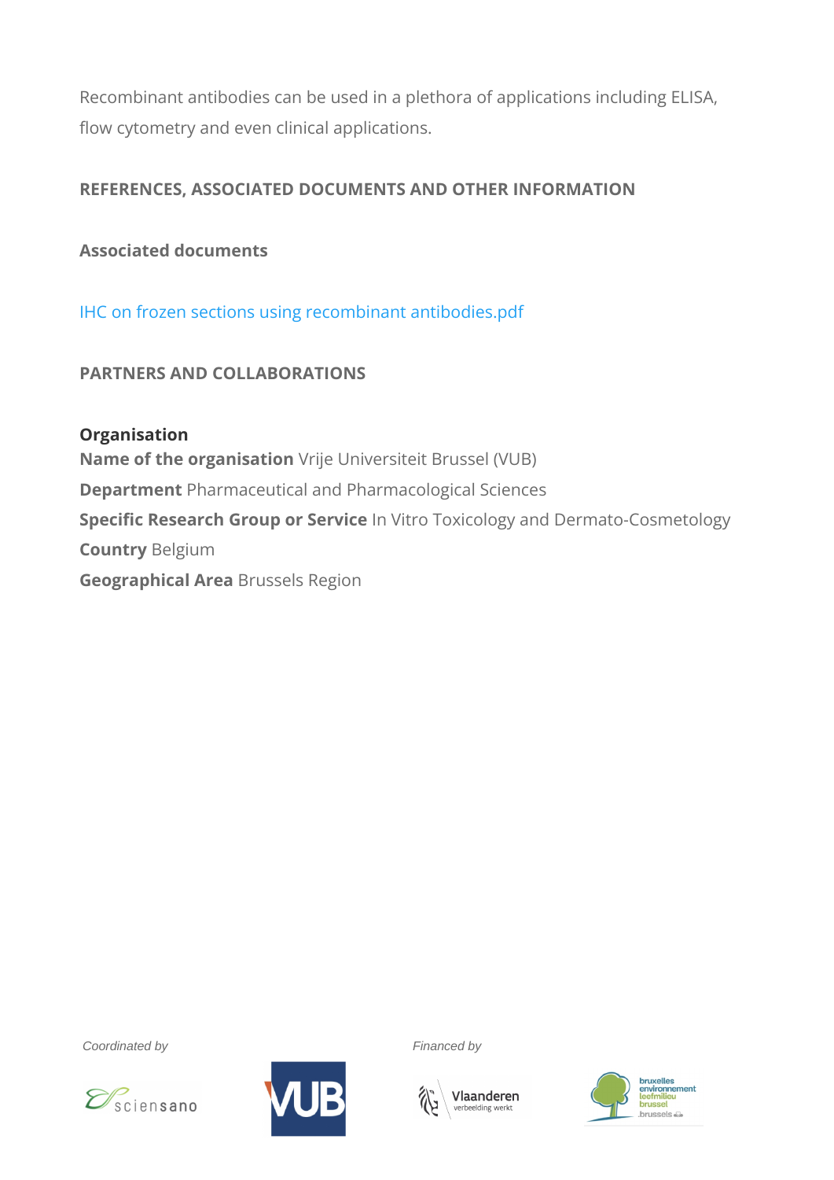Recombinant antibodies can be used in a plethora of applications including ELISA, flow cytometry and even clinical applications.

## REFERENCES, ASSOCIATED DOCUMENTS AND OTHER INFORMATION

### Associated documents

IHC on frozen sections using recombinant antibodies.pdf

## PARTNERS AND COLLABORATIONS

### Organisation

**Name of the organisation** Vrije Universiteit Brussel (VUB)
**Department** Pharmaceutical and Pharmacological Sciences
**Specific Research Group or Service** In Vitro Toxicology and Dermato-Cosmetology
**Country** Belgium
**Geographical Area** Brussels Region

*Coordinated by*

sciensano

VUB

*Financed by*

Vlaanderen
verbeelding werkt

bruxelles environnement
leefmilieu brussel
.brussels